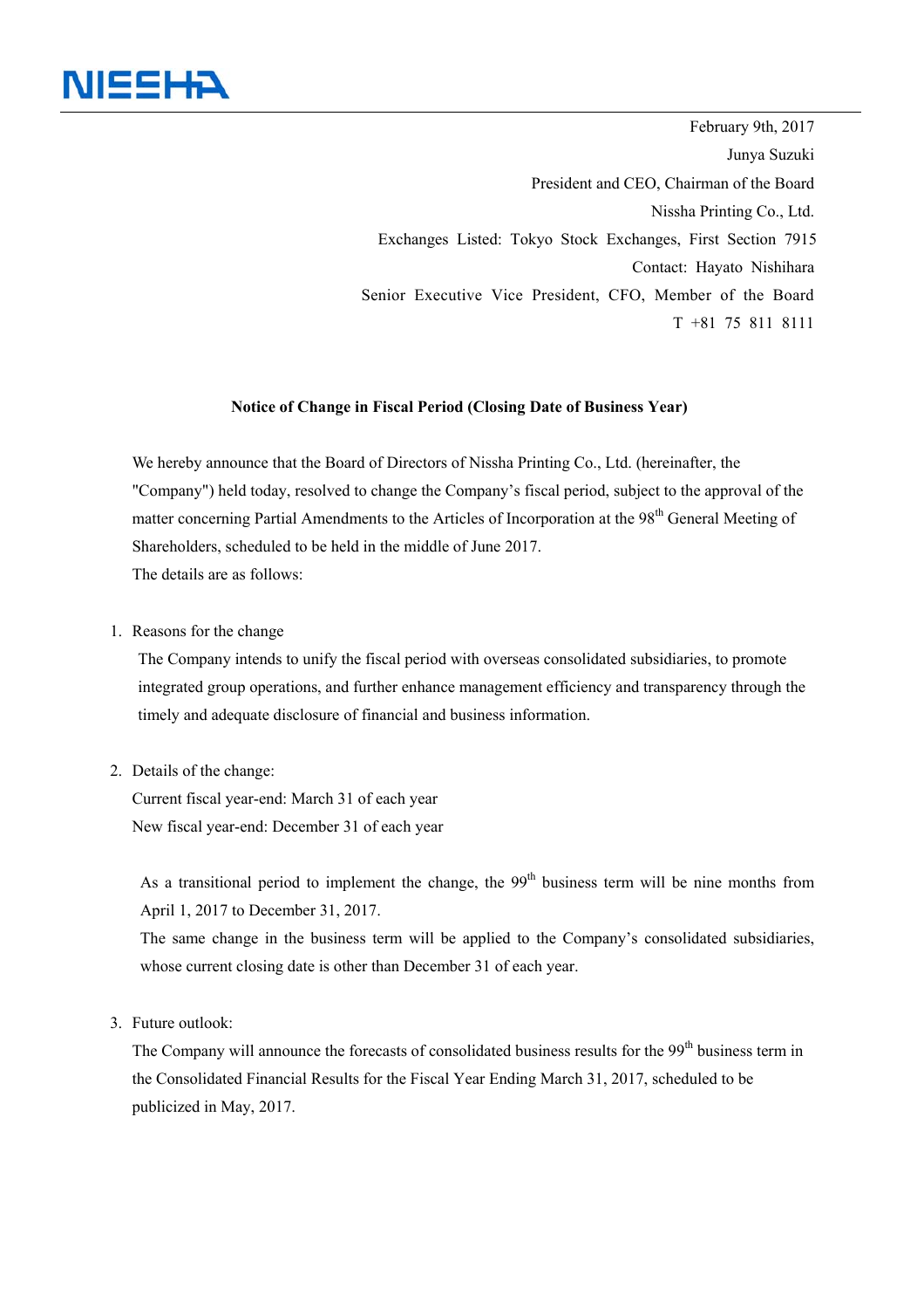NISSHA

February 9th, 2017  
Junya Suzuki  
President and CEO, Chairman of the Board  
Nissha Printing Co., Ltd.  
Exchanges Listed: Tokyo Stock Exchanges, First Section 7915  
Contact: Hayato Nishihara  
Senior Executive Vice President, CFO, Member of the Board  
T +81 75 811 8111

**Notice of Change in Fiscal Period (Closing Date of Business Year)**

We hereby announce that the Board of Directors of Nissha Printing Co., Ltd. (hereinafter, the "Company") held today, resolved to change the Company's fiscal period, subject to the approval of the matter concerning Partial Amendments to the Articles of Incorporation at the 98th General Meeting of Shareholders, scheduled to be held in the middle of June 2017.  
The details are as follows:

1. Reasons for the change

   The Company intends to unify the fiscal period with overseas consolidated subsidiaries, to promote integrated group operations, and further enhance management efficiency and transparency through the timely and adequate disclosure of financial and business information.

2. Details of the change:

   Current fiscal year-end: March 31 of each year  
   New fiscal year-end: December 31 of each year

   As a transitional period to implement the change, the 99th business term will be nine months from April 1, 2017 to December 31, 2017.  
   The same change in the business term will be applied to the Company's consolidated subsidiaries, whose current closing date is other than December 31 of each year.

3. Future outlook:

   The Company will announce the forecasts of consolidated business results for the 99th business term in the Consolidated Financial Results for the Fiscal Year Ending March 31, 2017, scheduled to be publicized in May, 2017.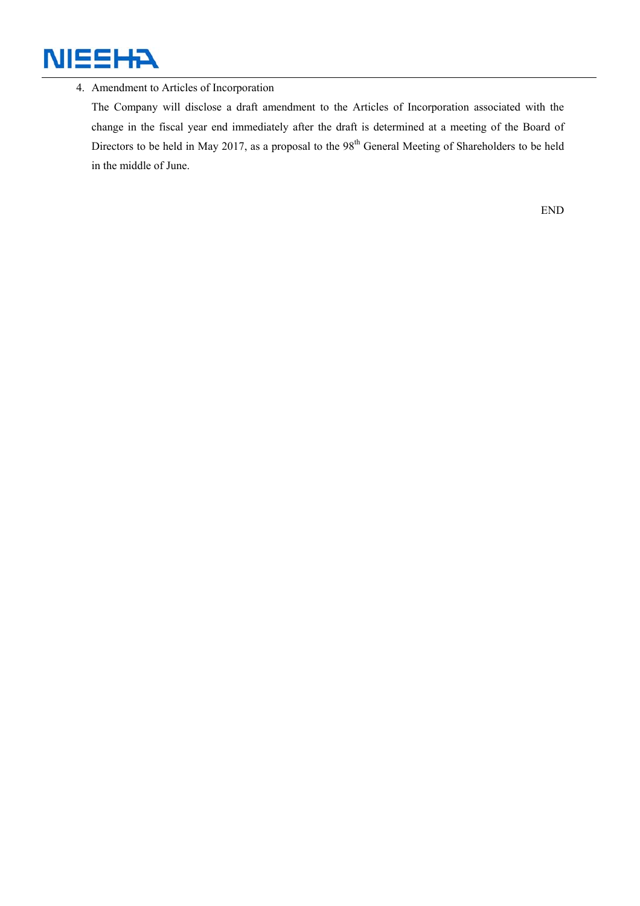4. Amendment to Articles of Incorporation

   The Company will disclose a draft amendment to the Articles of Incorporation associated with the change in the fiscal year end immediately after the draft is determined at a meeting of the Board of Directors to be held in May 2017, as a proposal to the 98th General Meeting of Shareholders to be held in the middle of June.

END